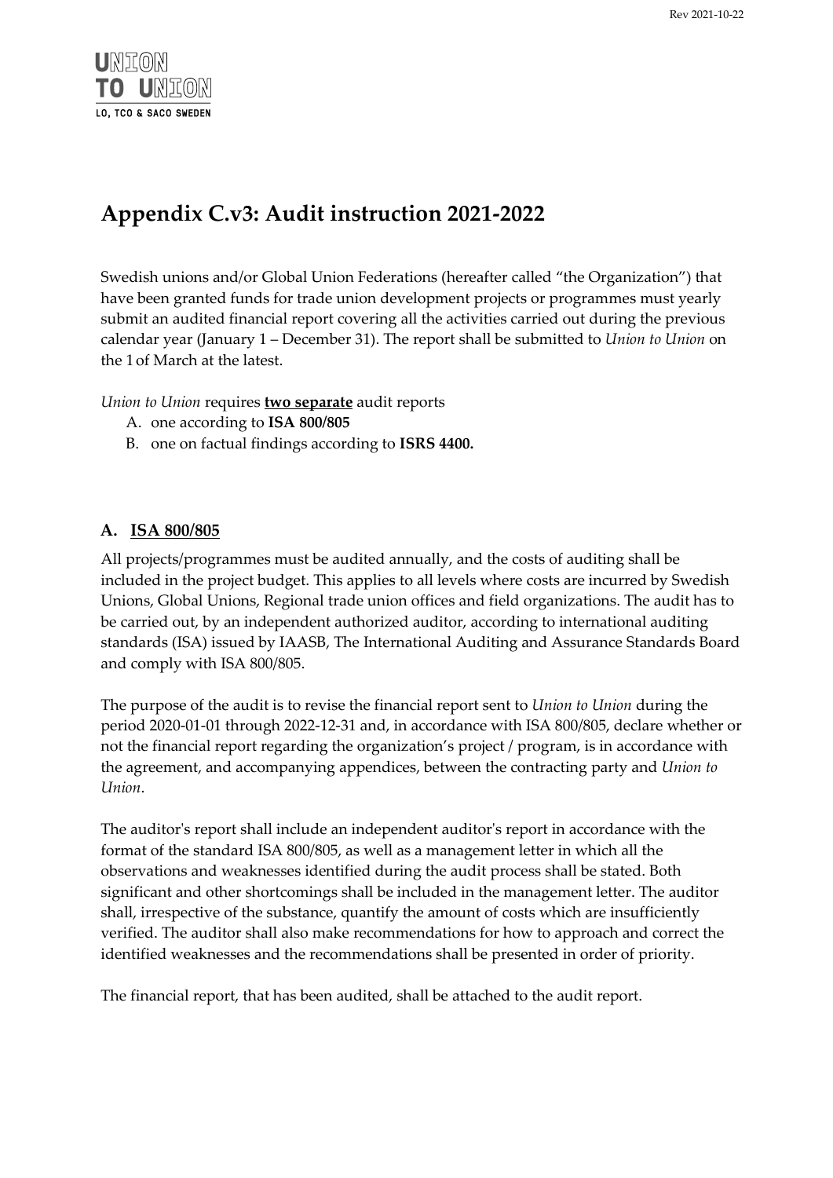# Appendix C.v3: Audit instruction 2021-2022

Swedish unions and/or Global Union Federations (hereafter called "the Organization") that have been granted funds for trade union development projects or programmes must yearly submit an audited financial report covering all the activities carried out during the previous calendar year (January 1 – December 31). The report shall be submitted to *Union to Union* on the 1 of March at the latest.

*Union to Union* requires **two separate** audit reports

A. one according to **ISA 800/805**
B. one on factual findings according to **ISRS 4400.**

## A. ISA 800/805

All projects/programmes must be audited annually, and the costs of auditing shall be included in the project budget. This applies to all levels where costs are incurred by Swedish Unions, Global Unions, Regional trade union offices and field organizations. The audit has to be carried out, by an independent authorized auditor, according to international auditing standards (ISA) issued by IAASB, The International Auditing and Assurance Standards Board and comply with ISA 800/805.

The purpose of the audit is to revise the financial report sent to *Union to Union* during the period 2020-01-01 through 2022-12-31 and, in accordance with ISA 800/805, declare whether or not the financial report regarding the organization's project / program, is in accordance with the agreement, and accompanying appendices, between the contracting party and *Union to Union*.

The auditor's report shall include an independent auditor's report in accordance with the format of the standard ISA 800/805, as well as a management letter in which all the observations and weaknesses identified during the audit process shall be stated. Both significant and other shortcomings shall be included in the management letter. The auditor shall, irrespective of the substance, quantify the amount of costs which are insufficiently verified. The auditor shall also make recommendations for how to approach and correct the identified weaknesses and the recommendations shall be presented in order of priority.

The financial report, that has been audited, shall be attached to the audit report.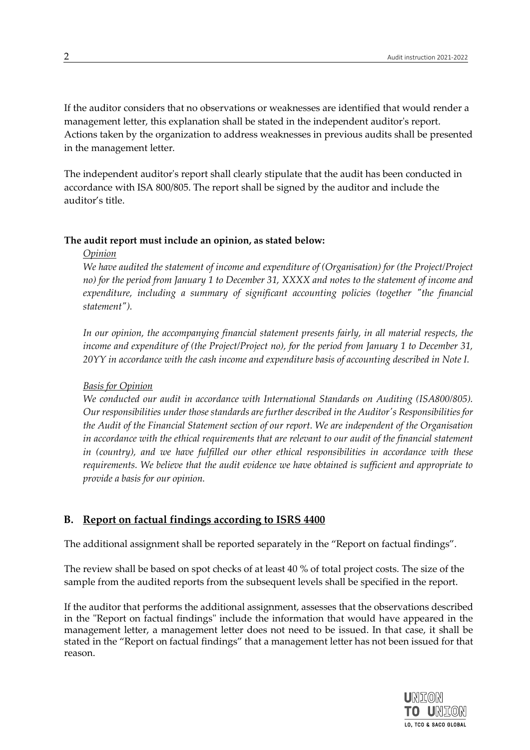If the auditor considers that no observations or weaknesses are identified that would render a management letter, this explanation shall be stated in the independent auditor's report. Actions taken by the organization to address weaknesses in previous audits shall be presented in the management letter.

The independent auditor's report shall clearly stipulate that the audit has been conducted in accordance with ISA 800/805. The report shall be signed by the auditor and include the auditor's title.

**The audit report must include an opinion, as stated below:**

*Opinion*

*We have audited the statement of income and expenditure of (Organisation) for (the Project/Project no) for the period from January 1 to December 31, XXXX and notes to the statement of income and expenditure, including a summary of significant accounting policies (together "the financial statement").*

*In our opinion, the accompanying financial statement presents fairly, in all material respects, the income and expenditure of (the Project/Project no), for the period from January 1 to December 31, 20YY in accordance with the cash income and expenditure basis of accounting described in Note I.*

*Basis for Opinion*

*We conducted our audit in accordance with International Standards on Auditing (ISA800/805). Our responsibilities under those standards are further described in the Auditor's Responsibilities for the Audit of the Financial Statement section of our report. We are independent of the Organisation in accordance with the ethical requirements that are relevant to our audit of the financial statement in (country), and we have fulfilled our other ethical responsibilities in accordance with these requirements. We believe that the audit evidence we have obtained is sufficient and appropriate to provide a basis for our opinion.*

## B. Report on factual findings according to ISRS 4400

The additional assignment shall be reported separately in the "Report on factual findings".

The review shall be based on spot checks of at least 40 % of total project costs. The size of the sample from the audited reports from the subsequent levels shall be specified in the report.

If the auditor that performs the additional assignment, assesses that the observations described in the "Report on factual findings" include the information that would have appeared in the management letter, a management letter does not need to be issued. In that case, it shall be stated in the "Report on factual findings" that a management letter has not been issued for that reason.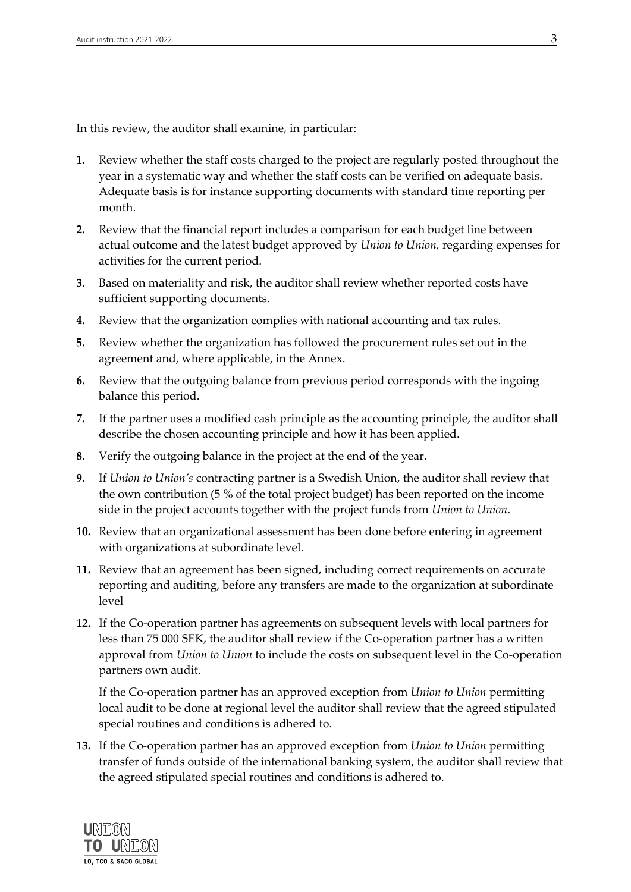In this review, the auditor shall examine, in particular:

1. Review whether the staff costs charged to the project are regularly posted throughout the year in a systematic way and whether the staff costs can be verified on adequate basis. Adequate basis is for instance supporting documents with standard time reporting per month.
2. Review that the financial report includes a comparison for each budget line between actual outcome and the latest budget approved by *Union to Union,* regarding expenses for activities for the current period.
3. Based on materiality and risk, the auditor shall review whether reported costs have sufficient supporting documents.
4. Review that the organization complies with national accounting and tax rules.
5. Review whether the organization has followed the procurement rules set out in the agreement and, where applicable, in the Annex.
6. Review that the outgoing balance from previous period corresponds with the ingoing balance this period.
7. If the partner uses a modified cash principle as the accounting principle, the auditor shall describe the chosen accounting principle and how it has been applied.
8. Verify the outgoing balance in the project at the end of the year.
9. If *Union to Union's* contracting partner is a Swedish Union, the auditor shall review that the own contribution (5 % of the total project budget) has been reported on the income side in the project accounts together with the project funds from *Union to Union*.
10. Review that an organizational assessment has been done before entering in agreement with organizations at subordinate level.
11. Review that an agreement has been signed, including correct requirements on accurate reporting and auditing, before any transfers are made to the organization at subordinate level
12. If the Co-operation partner has agreements on subsequent levels with local partners for less than 75 000 SEK, the auditor shall review if the Co-operation partner has a written approval from *Union to Union* to include the costs on subsequent level in the Co-operation partners own audit.

    If the Co-operation partner has an approved exception from *Union to Union* permitting local audit to be done at regional level the auditor shall review that the agreed stipulated special routines and conditions is adhered to.
13. If the Co-operation partner has an approved exception from *Union to Union* permitting transfer of funds outside of the international banking system, the auditor shall review that the agreed stipulated special routines and conditions is adhered to.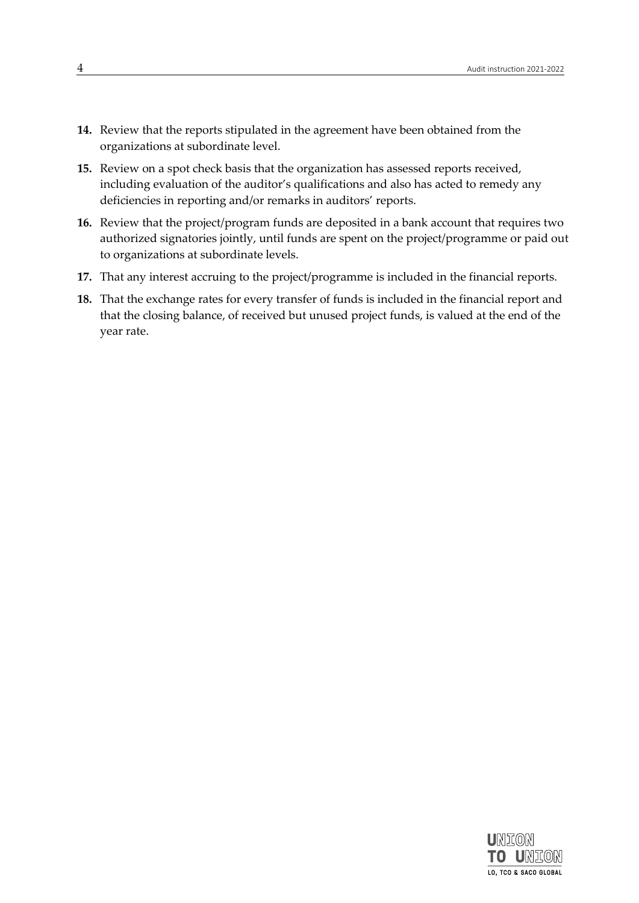**14.** Review that the reports stipulated in the agreement have been obtained from the organizations at subordinate level.

**15.** Review on a spot check basis that the organization has assessed reports received, including evaluation of the auditor's qualifications and also has acted to remedy any deficiencies in reporting and/or remarks in auditors' reports.

**16.** Review that the project/program funds are deposited in a bank account that requires two authorized signatories jointly, until funds are spent on the project/programme or paid out to organizations at subordinate levels.

**17.** That any interest accruing to the project/programme is included in the financial reports.

**18.** That the exchange rates for every transfer of funds is included in the financial report and that the closing balance, of received but unused project funds, is valued at the end of the year rate.